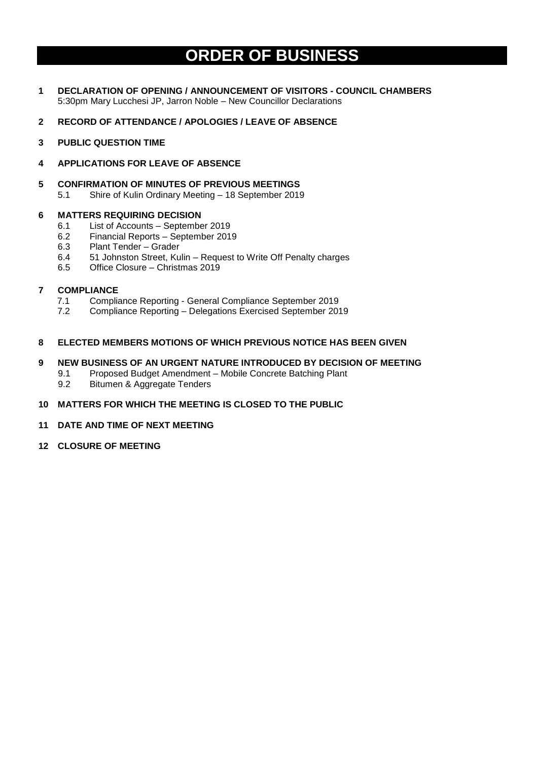# ORDER OF BUSINESS

**1 DECLARATION OF OPENING / ANNOUNCEMENT OF VISITORS - COUNCIL CHAMBERS**
5:30pm Mary Lucchesi JP, Jarron Noble – New Councillor Declarations

**2 RECORD OF ATTENDANCE / APOLOGIES / LEAVE OF ABSENCE**

**3 PUBLIC QUESTION TIME**

**4 APPLICATIONS FOR LEAVE OF ABSENCE**

**5 CONFIRMATION OF MINUTES OF PREVIOUS MEETINGS**
- 5.1 Shire of Kulin Ordinary Meeting – 18 September 2019

**6 MATTERS REQUIRING DECISION**
- 6.1 List of Accounts – September 2019
- 6.2 Financial Reports – September 2019
- 6.3 Plant Tender – Grader
- 6.4 51 Johnston Street, Kulin – Request to Write Off Penalty charges
- 6.5 Office Closure – Christmas 2019

**7 COMPLIANCE**
- 7.1 Compliance Reporting - General Compliance September 2019
- 7.2 Compliance Reporting – Delegations Exercised September 2019

**8 ELECTED MEMBERS MOTIONS OF WHICH PREVIOUS NOTICE HAS BEEN GIVEN**

**9 NEW BUSINESS OF AN URGENT NATURE INTRODUCED BY DECISION OF MEETING**
- 9.1 Proposed Budget Amendment – Mobile Concrete Batching Plant
- 9.2 Bitumen & Aggregate Tenders

**10 MATTERS FOR WHICH THE MEETING IS CLOSED TO THE PUBLIC**

**11 DATE AND TIME OF NEXT MEETING**

**12 CLOSURE OF MEETING**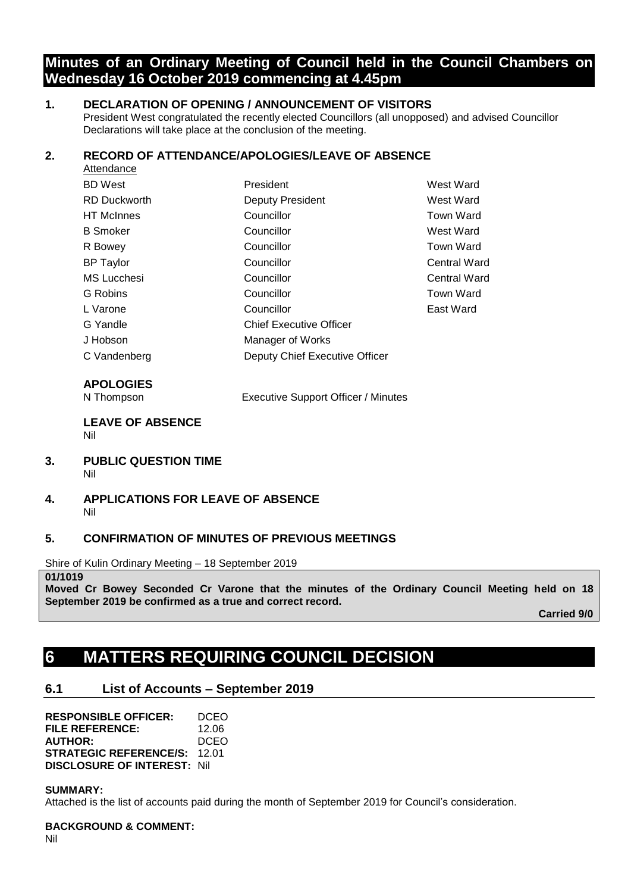# Minutes of an Ordinary Meeting of Council held in the Council Chambers on Wednesday 16 October 2019 commencing at 4.45pm

## 1. DECLARATION OF OPENING / ANNOUNCEMENT OF VISITORS

President West congratulated the recently elected Councillors (all unopposed) and advised Councillor Declarations will take place at the conclusion of the meeting.

## 2. RECORD OF ATTENDANCE/APOLOGIES/LEAVE OF ABSENCE

Attendance

| | | |
|---|---|---|
| BD West | President | West Ward |
| RD Duckworth | Deputy President | West Ward |
| HT McInnes | Councillor | Town Ward |
| B Smoker | Councillor | West Ward |
| R Bowey | Councillor | Town Ward |
| BP Taylor | Councillor | Central Ward |
| MS Lucchesi | Councillor | Central Ward |
| G Robins | Councillor | Town Ward |
| L Varone | Councillor | East Ward |
| G Yandle | Chief Executive Officer | |
| J Hobson | Manager of Works | |
| C Vandenberg | Deputy Chief Executive Officer | |

**APOLOGIES**

N Thompson — Executive Support Officer / Minutes

**LEAVE OF ABSENCE**

Nil

## 3. PUBLIC QUESTION TIME

Nil

## 4. APPLICATIONS FOR LEAVE OF ABSENCE

Nil

## 5. CONFIRMATION OF MINUTES OF PREVIOUS MEETINGS

Shire of Kulin Ordinary Meeting – 18 September 2019

**01/1019**

**Moved Cr Bowey Seconded Cr Varone that the minutes of the Ordinary Council Meeting held on 18 September 2019 be confirmed as a true and correct record.**

**Carried 9/0**

# 6 MATTERS REQUIRING COUNCIL DECISION

## 6.1 List of Accounts – September 2019

**RESPONSIBLE OFFICER:** DCEO
**FILE REFERENCE:** 12.06
**AUTHOR:** DCEO
**STRATEGIC REFERENCE/S:** 12.01
**DISCLOSURE OF INTEREST:** Nil

**SUMMARY:**

Attached is the list of accounts paid during the month of September 2019 for Council's consideration.

**BACKGROUND & COMMENT:**

Nil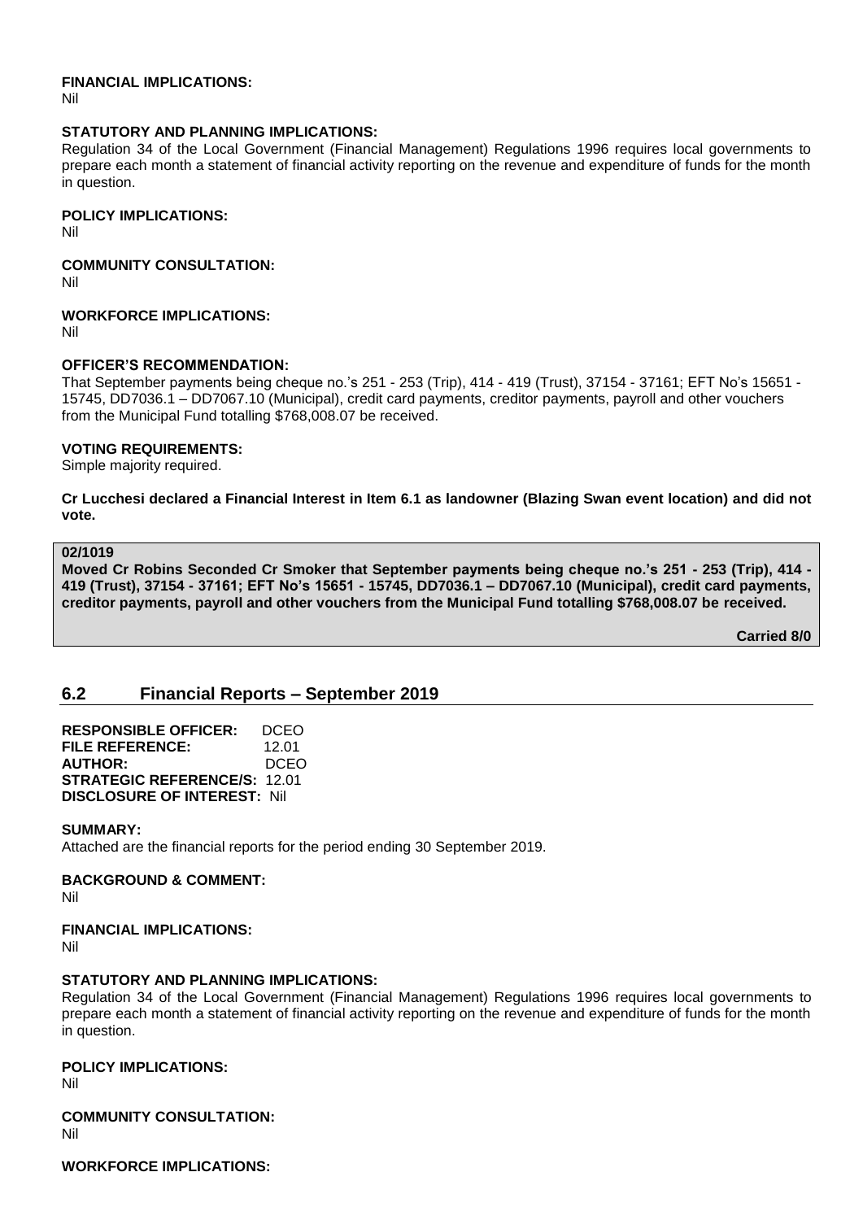**FINANCIAL IMPLICATIONS:**
Nil

**STATUTORY AND PLANNING IMPLICATIONS:**
Regulation 34 of the Local Government (Financial Management) Regulations 1996 requires local governments to prepare each month a statement of financial activity reporting on the revenue and expenditure of funds for the month in question.

**POLICY IMPLICATIONS:**
Nil

**COMMUNITY CONSULTATION:**
Nil

**WORKFORCE IMPLICATIONS:**
Nil

**OFFICER'S RECOMMENDATION:**
That September payments being cheque no.'s 251 - 253 (Trip), 414 - 419 (Trust), 37154 - 37161; EFT No's 15651 - 15745, DD7036.1 – DD7067.10 (Municipal), credit card payments, creditor payments, payroll and other vouchers from the Municipal Fund totalling $768,008.07 be received.

**VOTING REQUIREMENTS:**
Simple majority required.

**Cr Lucchesi declared a Financial Interest in Item 6.1 as landowner (Blazing Swan event location) and did not vote.**

**02/1019**
**Moved Cr Robins Seconded Cr Smoker that September payments being cheque no.'s 251 - 253 (Trip), 414 - 419 (Trust), 37154 - 37161; EFT No's 15651 - 15745, DD7036.1 – DD7067.10 (Municipal), credit card payments, creditor payments, payroll and other vouchers from the Municipal Fund totalling $768,008.07 be received.**

**Carried 8/0**

## 6.2 Financial Reports – September 2019

**RESPONSIBLE OFFICER:** DCEO
**FILE REFERENCE:** 12.01
**AUTHOR:** DCEO
**STRATEGIC REFERENCE/S:** 12.01
**DISCLOSURE OF INTEREST:** Nil

**SUMMARY:**
Attached are the financial reports for the period ending 30 September 2019.

**BACKGROUND & COMMENT:**
Nil

**FINANCIAL IMPLICATIONS:**
Nil

**STATUTORY AND PLANNING IMPLICATIONS:**
Regulation 34 of the Local Government (Financial Management) Regulations 1996 requires local governments to prepare each month a statement of financial activity reporting on the revenue and expenditure of funds for the month in question.

**POLICY IMPLICATIONS:**
Nil

**COMMUNITY CONSULTATION:**
Nil

**WORKFORCE IMPLICATIONS:**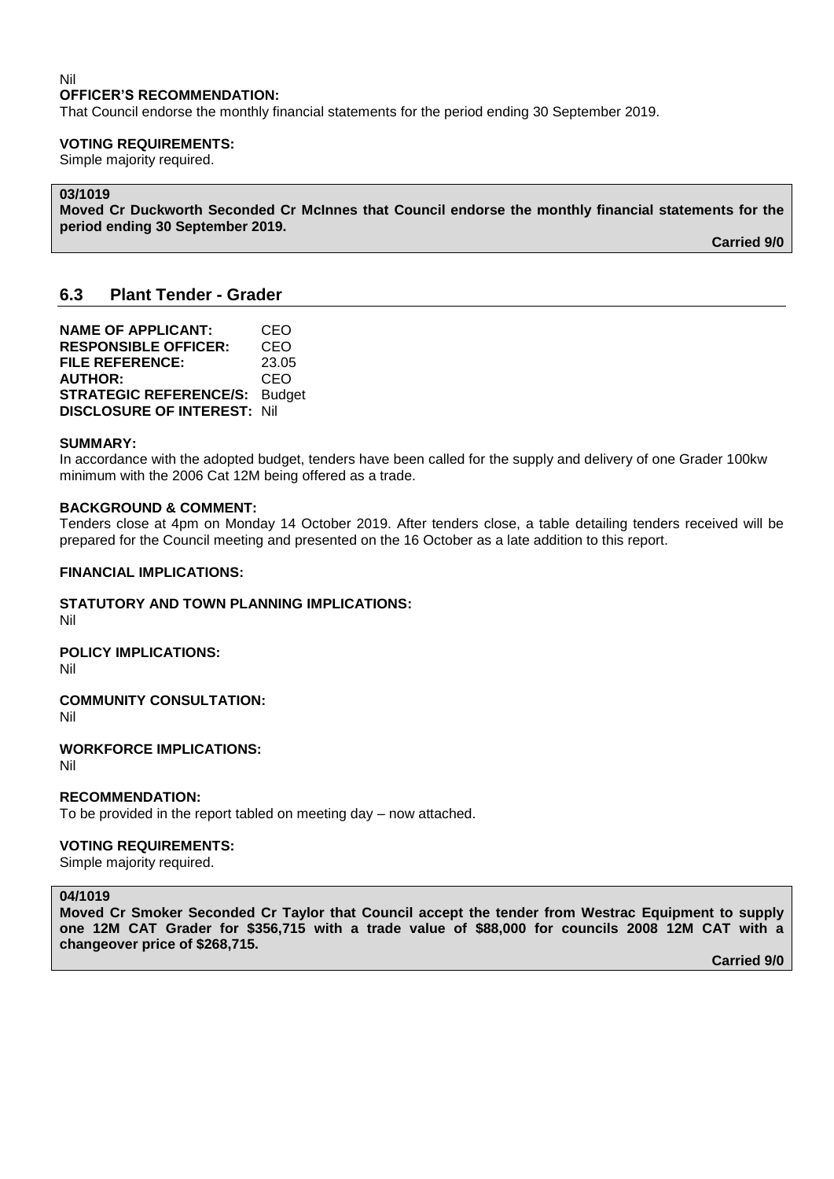Nil

**OFFICER'S RECOMMENDATION:**

That Council endorse the monthly financial statements for the period ending 30 September 2019.

**VOTING REQUIREMENTS:**

Simple majority required.

**03/1019**

**Moved Cr Duckworth Seconded Cr McInnes that Council endorse the monthly financial statements for the period ending 30 September 2019.**

**Carried 9/0**

## 6.3 Plant Tender - Grader

**NAME OF APPLICANT:** CEO
**RESPONSIBLE OFFICER:** CEO
**FILE REFERENCE:** 23.05
**AUTHOR:** CEO
**STRATEGIC REFERENCE/S:** Budget
**DISCLOSURE OF INTEREST:** Nil

**SUMMARY:**

In accordance with the adopted budget, tenders have been called for the supply and delivery of one Grader 100kw minimum with the 2006 Cat 12M being offered as a trade.

**BACKGROUND & COMMENT:**

Tenders close at 4pm on Monday 14 October 2019. After tenders close, a table detailing tenders received will be prepared for the Council meeting and presented on the 16 October as a late addition to this report.

**FINANCIAL IMPLICATIONS:**

**STATUTORY AND TOWN PLANNING IMPLICATIONS:**

Nil

**POLICY IMPLICATIONS:**

Nil

**COMMUNITY CONSULTATION:**

Nil

**WORKFORCE IMPLICATIONS:**

Nil

**RECOMMENDATION:**

To be provided in the report tabled on meeting day – now attached.

**VOTING REQUIREMENTS:**

Simple majority required.

**04/1019**

**Moved Cr Smoker Seconded Cr Taylor that Council accept the tender from Westrac Equipment to supply one 12M CAT Grader for $356,715 with a trade value of $88,000 for councils 2008 12M CAT with a changeover price of $268,715.**

**Carried 9/0**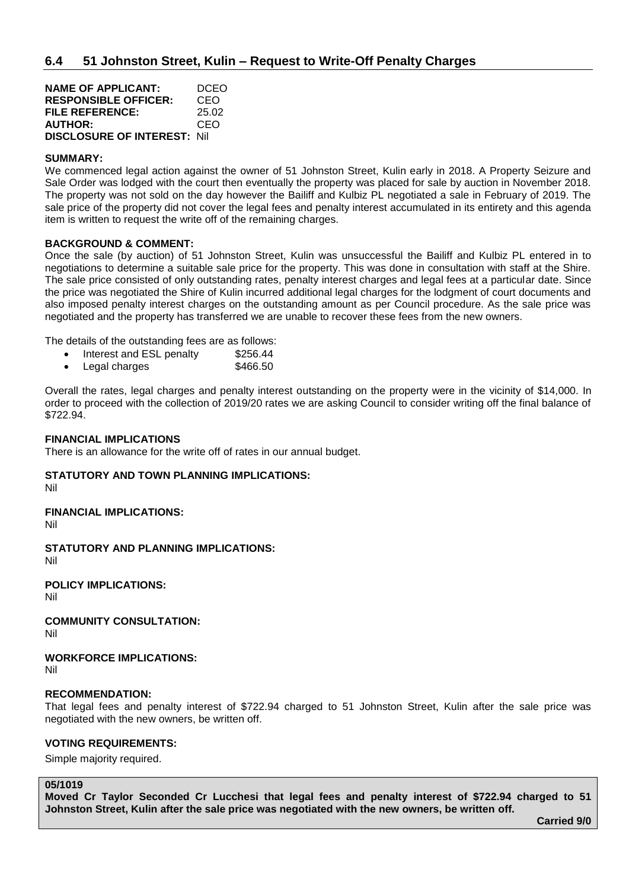## 6.4 51 Johnston Street, Kulin – Request to Write-Off Penalty Charges

**NAME OF APPLICANT:** DCEO
**RESPONSIBLE OFFICER:** CEO
**FILE REFERENCE:** 25.02
**AUTHOR:** CEO
**DISCLOSURE OF INTEREST:** Nil

**SUMMARY:**

We commenced legal action against the owner of 51 Johnston Street, Kulin early in 2018. A Property Seizure and Sale Order was lodged with the court then eventually the property was placed for sale by auction in November 2018. The property was not sold on the day however the Bailiff and Kulbiz PL negotiated a sale in February of 2019. The sale price of the property did not cover the legal fees and penalty interest accumulated in its entirety and this agenda item is written to request the write off of the remaining charges.

**BACKGROUND & COMMENT:**

Once the sale (by auction) of 51 Johnston Street, Kulin was unsuccessful the Bailiff and Kulbiz PL entered in to negotiations to determine a suitable sale price for the property. This was done in consultation with staff at the Shire. The sale price consisted of only outstanding rates, penalty interest charges and legal fees at a particular date. Since the price was negotiated the Shire of Kulin incurred additional legal charges for the lodgment of court documents and also imposed penalty interest charges on the outstanding amount as per Council procedure. As the sale price was negotiated and the property has transferred we are unable to recover these fees from the new owners.

The details of the outstanding fees are as follows:

- Interest and ESL penalty $256.44
- Legal charges $466.50

Overall the rates, legal charges and penalty interest outstanding on the property were in the vicinity of $14,000. In order to proceed with the collection of 2019/20 rates we are asking Council to consider writing off the final balance of $722.94.

**FINANCIAL IMPLICATIONS**

There is an allowance for the write off of rates in our annual budget.

**STATUTORY AND TOWN PLANNING IMPLICATIONS:**

Nil

**FINANCIAL IMPLICATIONS:**

Nil

**STATUTORY AND PLANNING IMPLICATIONS:**

Nil

**POLICY IMPLICATIONS:**

Nil

**COMMUNITY CONSULTATION:**

Nil

**WORKFORCE IMPLICATIONS:**

Nil

**RECOMMENDATION:**

That legal fees and penalty interest of $722.94 charged to 51 Johnston Street, Kulin after the sale price was negotiated with the new owners, be written off.

**VOTING REQUIREMENTS:**

Simple majority required.

**05/1019**

**Moved Cr Taylor Seconded Cr Lucchesi that legal fees and penalty interest of $722.94 charged to 51 Johnston Street, Kulin after the sale price was negotiated with the new owners, be written off.**

**Carried 9/0**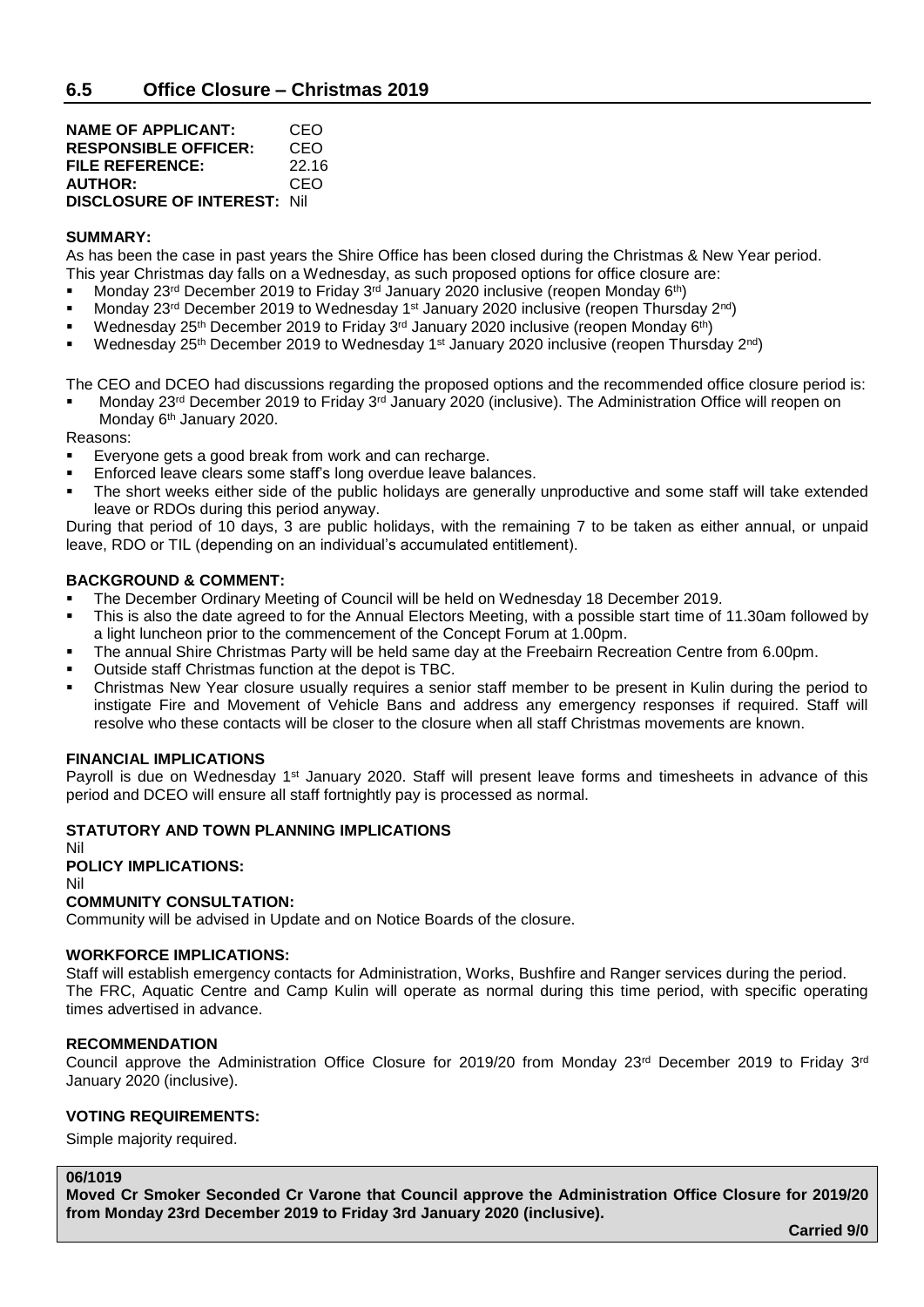## 6.5 Office Closure – Christmas 2019

**NAME OF APPLICANT:** CEO
**RESPONSIBLE OFFICER:** CEO
**FILE REFERENCE:** 22.16
**AUTHOR:** CEO
**DISCLOSURE OF INTEREST:** Nil

**SUMMARY:**

As has been the case in past years the Shire Office has been closed during the Christmas & New Year period. This year Christmas day falls on a Wednesday, as such proposed options for office closure are:

- Monday 23rd December 2019 to Friday 3rd January 2020 inclusive (reopen Monday 6th)
- Monday 23rd December 2019 to Wednesday 1st January 2020 inclusive (reopen Thursday 2nd)
- Wednesday 25th December 2019 to Friday 3rd January 2020 inclusive (reopen Monday 6th)
- Wednesday 25th December 2019 to Wednesday 1st January 2020 inclusive (reopen Thursday 2nd)

The CEO and DCEO had discussions regarding the proposed options and the recommended office closure period is:

- Monday 23rd December 2019 to Friday 3rd January 2020 (inclusive). The Administration Office will reopen on Monday 6th January 2020.

Reasons:

- Everyone gets a good break from work and can recharge.
- Enforced leave clears some staff's long overdue leave balances.
- The short weeks either side of the public holidays are generally unproductive and some staff will take extended leave or RDOs during this period anyway.

During that period of 10 days, 3 are public holidays, with the remaining 7 to be taken as either annual, or unpaid leave, RDO or TIL (depending on an individual's accumulated entitlement).

**BACKGROUND & COMMENT:**

- The December Ordinary Meeting of Council will be held on Wednesday 18 December 2019.
- This is also the date agreed to for the Annual Electors Meeting, with a possible start time of 11.30am followed by a light luncheon prior to the commencement of the Concept Forum at 1.00pm.
- The annual Shire Christmas Party will be held same day at the Freebairn Recreation Centre from 6.00pm.
- Outside staff Christmas function at the depot is TBC.
- Christmas New Year closure usually requires a senior staff member to be present in Kulin during the period to instigate Fire and Movement of Vehicle Bans and address any emergency responses if required. Staff will resolve who these contacts will be closer to the closure when all staff Christmas movements are known.

**FINANCIAL IMPLICATIONS**

Payroll is due on Wednesday 1st January 2020. Staff will present leave forms and timesheets in advance of this period and DCEO will ensure all staff fortnightly pay is processed as normal.

**STATUTORY AND TOWN PLANNING IMPLICATIONS**

Nil

**POLICY IMPLICATIONS:**

Nil

**COMMUNITY CONSULTATION:**

Community will be advised in Update and on Notice Boards of the closure.

**WORKFORCE IMPLICATIONS:**

Staff will establish emergency contacts for Administration, Works, Bushfire and Ranger services during the period.
The FRC, Aquatic Centre and Camp Kulin will operate as normal during this time period, with specific operating times advertised in advance.

**RECOMMENDATION**

Council approve the Administration Office Closure for 2019/20 from Monday 23rd December 2019 to Friday 3rd January 2020 (inclusive).

**VOTING REQUIREMENTS:**

Simple majority required.

**06/1019**

**Moved Cr Smoker Seconded Cr Varone that Council approve the Administration Office Closure for 2019/20 from Monday 23rd December 2019 to Friday 3rd January 2020 (inclusive).**

**Carried 9/0**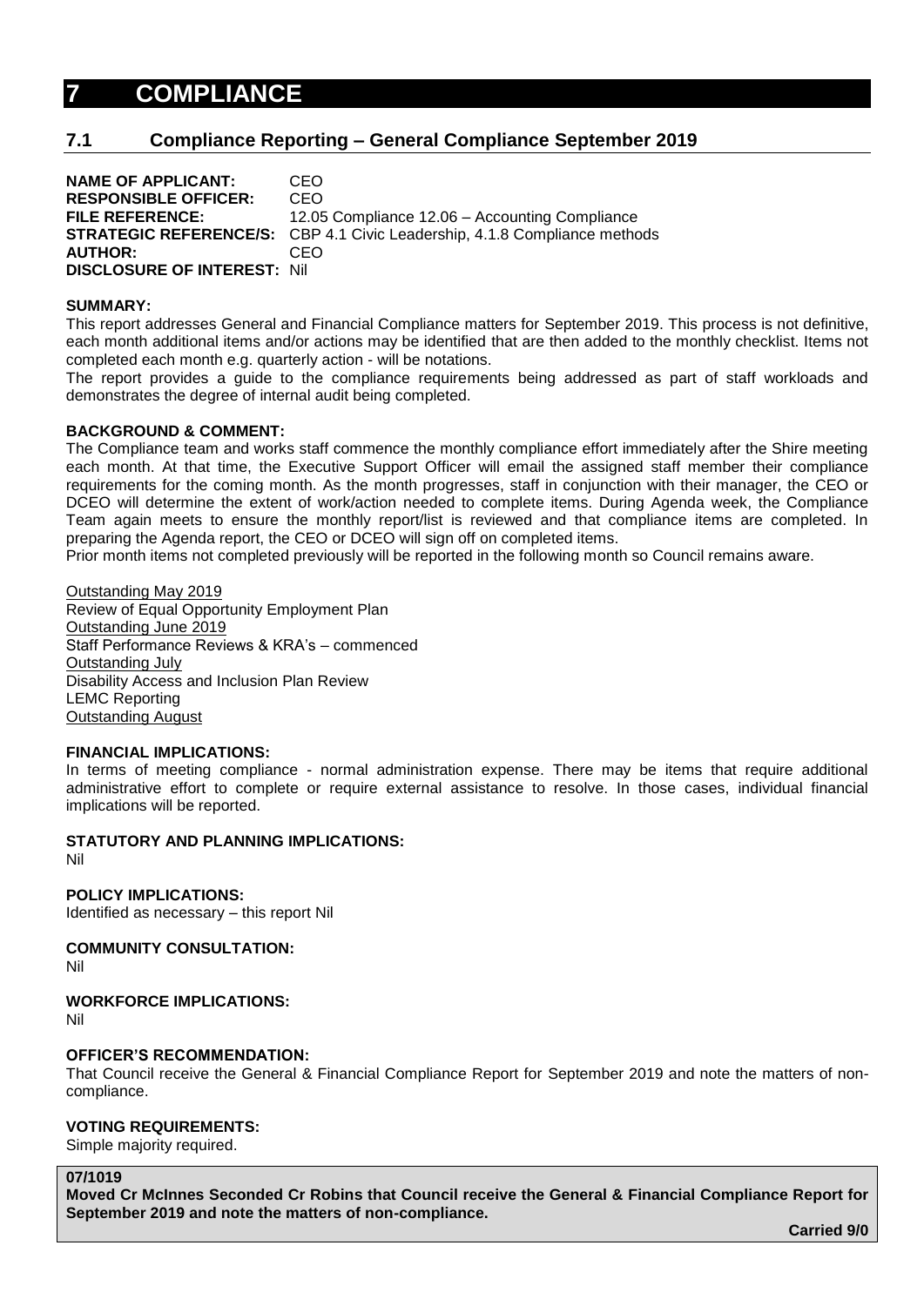# 7 COMPLIANCE

## 7.1 Compliance Reporting – General Compliance September 2019

**NAME OF APPLICANT:** CEO
**RESPONSIBLE OFFICER:** CEO
**FILE REFERENCE:** 12.05 Compliance 12.06 – Accounting Compliance
**STRATEGIC REFERENCE/S:** CBP 4.1 Civic Leadership, 4.1.8 Compliance methods
**AUTHOR:** CEO
**DISCLOSURE OF INTEREST:** Nil

**SUMMARY:**

This report addresses General and Financial Compliance matters for September 2019. This process is not definitive, each month additional items and/or actions may be identified that are then added to the monthly checklist. Items not completed each month e.g. quarterly action - will be notations.

The report provides a guide to the compliance requirements being addressed as part of staff workloads and demonstrates the degree of internal audit being completed.

**BACKGROUND & COMMENT:**

The Compliance team and works staff commence the monthly compliance effort immediately after the Shire meeting each month. At that time, the Executive Support Officer will email the assigned staff member their compliance requirements for the coming month. As the month progresses, staff in conjunction with their manager, the CEO or DCEO will determine the extent of work/action needed to complete items. During Agenda week, the Compliance Team again meets to ensure the monthly report/list is reviewed and that compliance items are completed. In preparing the Agenda report, the CEO or DCEO will sign off on completed items.

Prior month items not completed previously will be reported in the following month so Council remains aware.

Outstanding May 2019
Review of Equal Opportunity Employment Plan
Outstanding June 2019
Staff Performance Reviews & KRA's – commenced
Outstanding July
Disability Access and Inclusion Plan Review
LEMC Reporting
Outstanding August

**FINANCIAL IMPLICATIONS:**

In terms of meeting compliance - normal administration expense. There may be items that require additional administrative effort to complete or require external assistance to resolve. In those cases, individual financial implications will be reported.

**STATUTORY AND PLANNING IMPLICATIONS:**

Nil

**POLICY IMPLICATIONS:**

Identified as necessary – this report Nil

**COMMUNITY CONSULTATION:**

Nil

**WORKFORCE IMPLICATIONS:**

Nil

**OFFICER'S RECOMMENDATION:**

That Council receive the General & Financial Compliance Report for September 2019 and note the matters of non-compliance.

**VOTING REQUIREMENTS:**

Simple majority required.

**07/1019**

**Moved Cr McInnes Seconded Cr Robins that Council receive the General & Financial Compliance Report for September 2019 and note the matters of non-compliance.**

**Carried 9/0**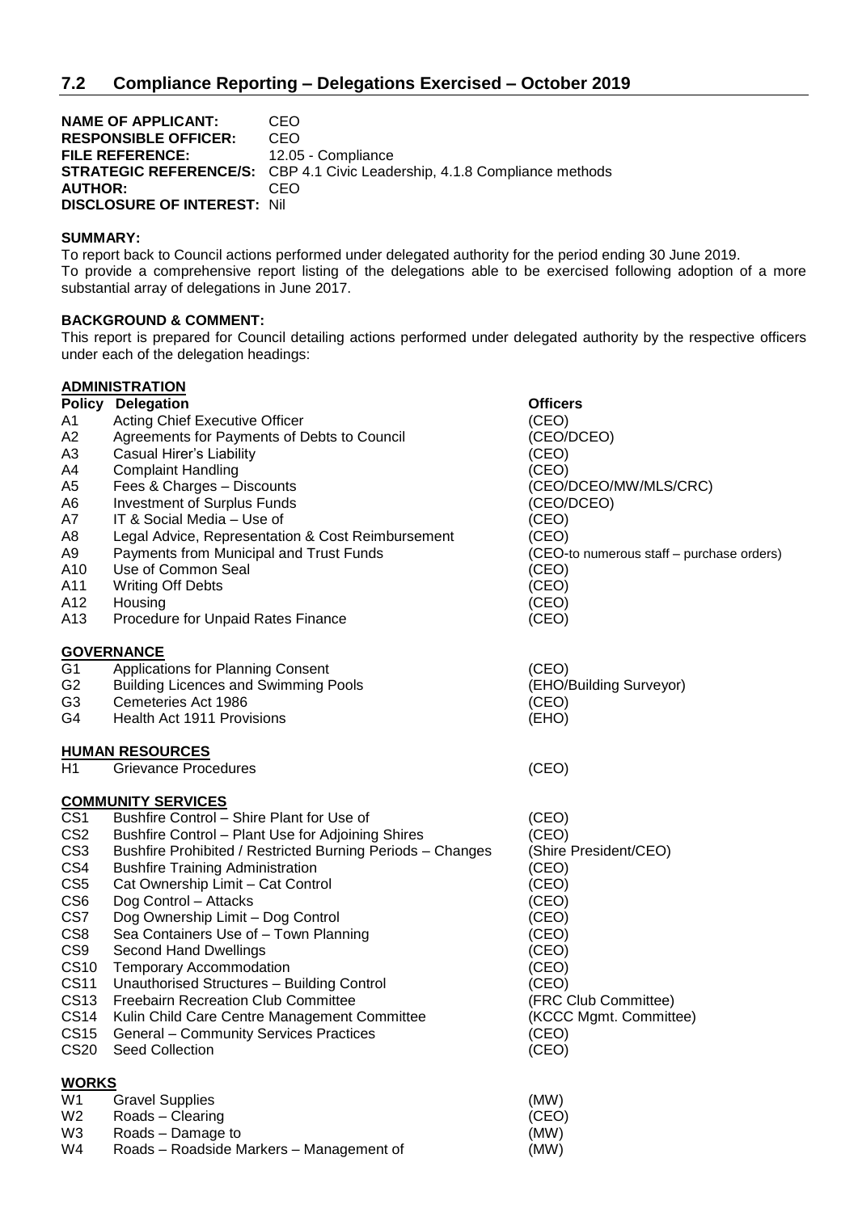## 7.2 Compliance Reporting – Delegations Exercised – October 2019

**NAME OF APPLICANT:** CEO
**RESPONSIBLE OFFICER:** CEO
**FILE REFERENCE:** 12.05 - Compliance
**STRATEGIC REFERENCE/S:** CBP 4.1 Civic Leadership, 4.1.8 Compliance methods
**AUTHOR:** CEO
**DISCLOSURE OF INTEREST:** Nil

**SUMMARY:**
To report back to Council actions performed under delegated authority for the period ending 30 June 2019.
To provide a comprehensive report listing of the delegations able to be exercised following adoption of a more substantial array of delegations in June 2017.

**BACKGROUND & COMMENT:**
This report is prepared for Council detailing actions performed under delegated authority by the respective officers under each of the delegation headings:

**ADMINISTRATION**

| Policy | Delegation | Officers |
|---|---|---|
| A1 | Acting Chief Executive Officer | (CEO) |
| A2 | Agreements for Payments of Debts to Council | (CEO/DCEO) |
| A3 | Casual Hirer's Liability | (CEO) |
| A4 | Complaint Handling | (CEO) |
| A5 | Fees & Charges – Discounts | (CEO/DCEO/MW/MLS/CRC) |
| A6 | Investment of Surplus Funds | (CEO/DCEO) |
| A7 | IT & Social Media – Use of | (CEO) |
| A8 | Legal Advice, Representation & Cost Reimbursement | (CEO) |
| A9 | Payments from Municipal and Trust Funds | (CEO-to numerous staff – purchase orders) |
| A10 | Use of Common Seal | (CEO) |
| A11 | Writing Off Debts | (CEO) |
| A12 | Housing | (CEO) |
| A13 | Procedure for Unpaid Rates Finance | (CEO) |

**GOVERNANCE**

| | | |
|---|---|---|
| G1 | Applications for Planning Consent | (CEO) |
| G2 | Building Licences and Swimming Pools | (EHO/Building Surveyor) |
| G3 | Cemeteries Act 1986 | (CEO) |
| G4 | Health Act 1911 Provisions | (EHO) |

**HUMAN RESOURCES**

| | | |
|---|---|---|
| H1 | Grievance Procedures | (CEO) |

**COMMUNITY SERVICES**

| | | |
|---|---|---|
| CS1 | Bushfire Control – Shire Plant for Use of | (CEO) |
| CS2 | Bushfire Control – Plant Use for Adjoining Shires | (CEO) |
| CS3 | Bushfire Prohibited / Restricted Burning Periods – Changes | (Shire President/CEO) |
| CS4 | Bushfire Training Administration | (CEO) |
| CS5 | Cat Ownership Limit – Cat Control | (CEO) |
| CS6 | Dog Control – Attacks | (CEO) |
| CS7 | Dog Ownership Limit – Dog Control | (CEO) |
| CS8 | Sea Containers Use of – Town Planning | (CEO) |
| CS9 | Second Hand Dwellings | (CEO) |
| CS10 | Temporary Accommodation | (CEO) |
| CS11 | Unauthorised Structures – Building Control | (CEO) |
| CS13 | Freebairn Recreation Club Committee | (FRC Club Committee) |
| CS14 | Kulin Child Care Centre Management Committee | (KCCC Mgmt. Committee) |
| CS15 | General – Community Services Practices | (CEO) |
| CS20 | Seed Collection | (CEO) |

**WORKS**

| | | |
|---|---|---|
| W1 | Gravel Supplies | (MW) |
| W2 | Roads – Clearing | (CEO) |
| W3 | Roads – Damage to | (MW) |
| W4 | Roads – Roadside Markers – Management of | (MW) |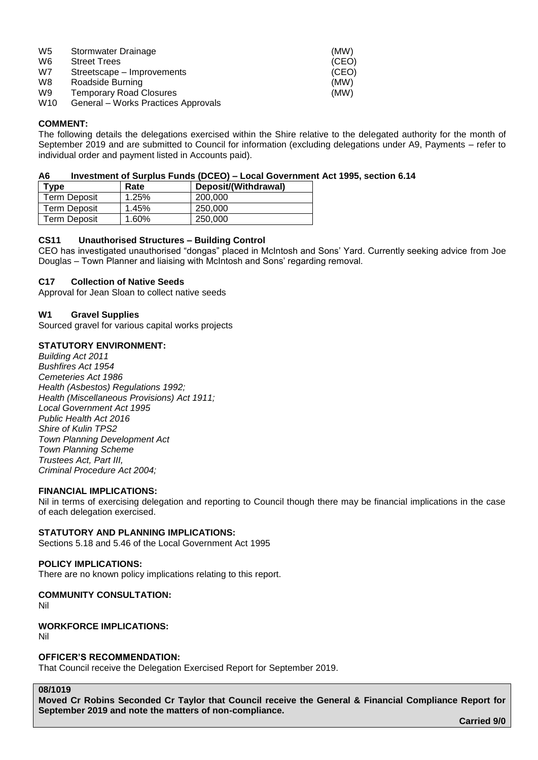| | | |
|---|---|---|
| W5 | Stormwater Drainage | (MW) |
| W6 | Street Trees | (CEO) |
| W7 | Streetscape – Improvements | (CEO) |
| W8 | Roadside Burning | (MW) |
| W9 | Temporary Road Closures | (MW) |
| W10 | General – Works Practices Approvals | |

**COMMENT:**

The following details the delegations exercised within the Shire relative to the delegated authority for the month of September 2019 and are submitted to Council for information (excluding delegations under A9, Payments – refer to individual order and payment listed in Accounts paid).

**A6 Investment of Surplus Funds (DCEO) – Local Government Act 1995, section 6.14**

| Type | Rate | Deposit/(Withdrawal) |
|---|---|---|
| Term Deposit | 1.25% | 200,000 |
| Term Deposit | 1.45% | 250,000 |
| Term Deposit | 1.60% | 250,000 |

**CS11 Unauthorised Structures – Building Control**

CEO has investigated unauthorised "dongas" placed in McIntosh and Sons' Yard. Currently seeking advice from Joe Douglas – Town Planner and liaising with McIntosh and Sons' regarding removal.

**C17 Collection of Native Seeds**

Approval for Jean Sloan to collect native seeds

**W1 Gravel Supplies**

Sourced gravel for various capital works projects

**STATUTORY ENVIRONMENT:**

*Building Act 2011*
*Bushfires Act 1954*
*Cemeteries Act 1986*
*Health (Asbestos) Regulations 1992;*
*Health (Miscellaneous Provisions) Act 1911;*
*Local Government Act 1995*
*Public Health Act 2016*
*Shire of Kulin TPS2*
*Town Planning Development Act*
*Town Planning Scheme*
*Trustees Act, Part III,*
*Criminal Procedure Act 2004;*

**FINANCIAL IMPLICATIONS:**

Nil in terms of exercising delegation and reporting to Council though there may be financial implications in the case of each delegation exercised.

**STATUTORY AND PLANNING IMPLICATIONS:**

Sections 5.18 and 5.46 of the Local Government Act 1995

**POLICY IMPLICATIONS:**

There are no known policy implications relating to this report.

**COMMUNITY CONSULTATION:**

Nil

**WORKFORCE IMPLICATIONS:**

Nil

**OFFICER'S RECOMMENDATION:**

That Council receive the Delegation Exercised Report for September 2019.

**08/1019**

**Moved Cr Robins Seconded Cr Taylor that Council receive the General & Financial Compliance Report for September 2019 and note the matters of non-compliance.**

**Carried 9/0**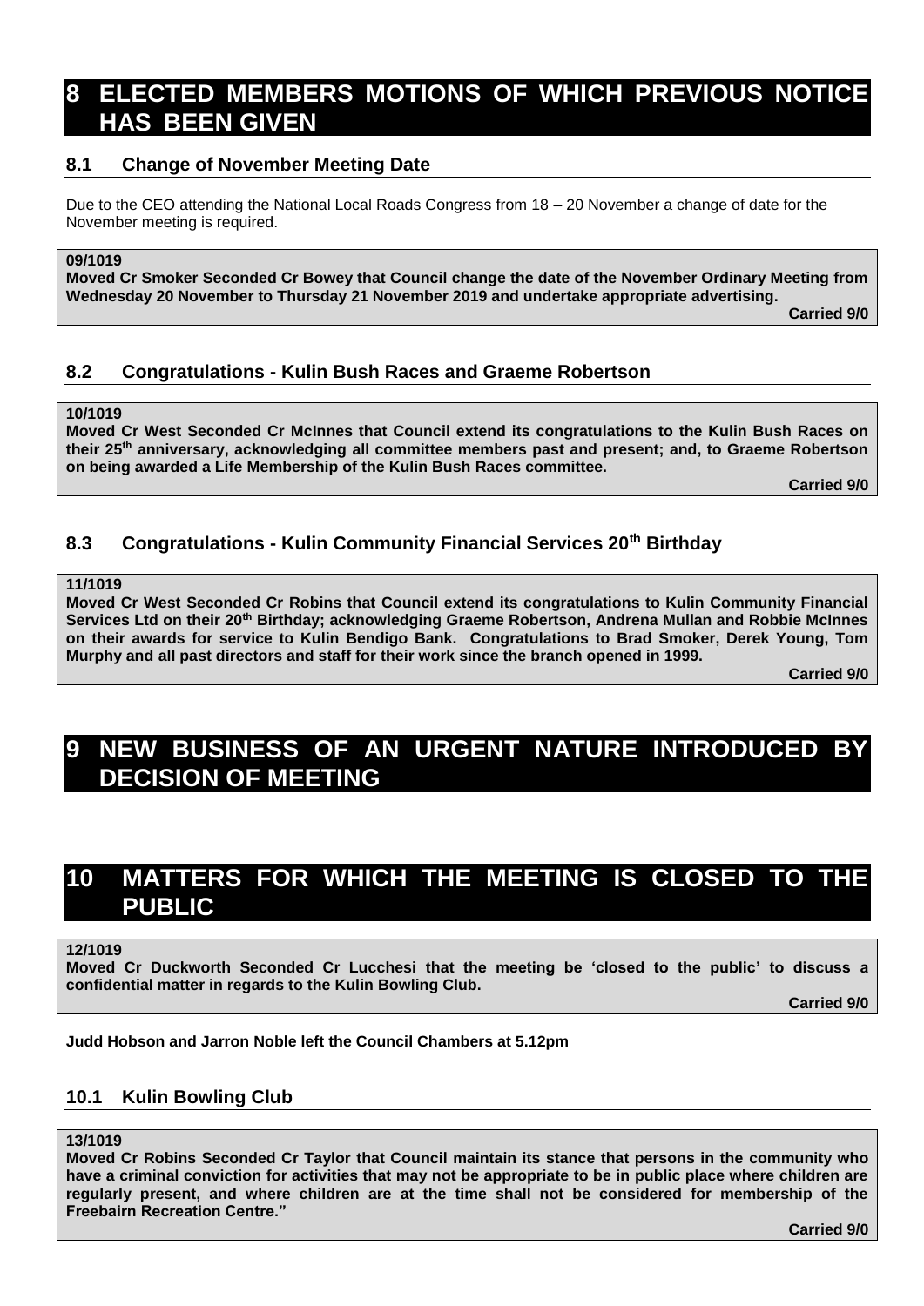# 8 ELECTED MEMBERS MOTIONS OF WHICH PREVIOUS NOTICE HAS BEEN GIVEN

## 8.1 Change of November Meeting Date

Due to the CEO attending the National Local Roads Congress from 18 – 20 November a change of date for the November meeting is required.

**09/1019**
**Moved Cr Smoker Seconded Cr Bowey that Council change the date of the November Ordinary Meeting from Wednesday 20 November to Thursday 21 November 2019 and undertake appropriate advertising.**
**Carried 9/0**

## 8.2 Congratulations - Kulin Bush Races and Graeme Robertson

**10/1019**
**Moved Cr West Seconded Cr McInnes that Council extend its congratulations to the Kulin Bush Races on their 25th anniversary, acknowledging all committee members past and present; and, to Graeme Robertson on being awarded a Life Membership of the Kulin Bush Races committee.**
**Carried 9/0**

## 8.3 Congratulations - Kulin Community Financial Services 20th Birthday

**11/1019**
**Moved Cr West Seconded Cr Robins that Council extend its congratulations to Kulin Community Financial Services Ltd on their 20th Birthday; acknowledging Graeme Robertson, Andrena Mullan and Robbie McInnes on their awards for service to Kulin Bendigo Bank. Congratulations to Brad Smoker, Derek Young, Tom Murphy and all past directors and staff for their work since the branch opened in 1999.**
**Carried 9/0**

# 9 NEW BUSINESS OF AN URGENT NATURE INTRODUCED BY DECISION OF MEETING

# 10 MATTERS FOR WHICH THE MEETING IS CLOSED TO THE PUBLIC

**12/1019**
**Moved Cr Duckworth Seconded Cr Lucchesi that the meeting be 'closed to the public' to discuss a confidential matter in regards to the Kulin Bowling Club.**
**Carried 9/0**

**Judd Hobson and Jarron Noble left the Council Chambers at 5.12pm**

## 10.1 Kulin Bowling Club

**13/1019**
**Moved Cr Robins Seconded Cr Taylor that Council maintain its stance that persons in the community who have a criminal conviction for activities that may not be appropriate to be in public place where children are regularly present, and where children are at the time shall not be considered for membership of the Freebairn Recreation Centre."**
**Carried 9/0**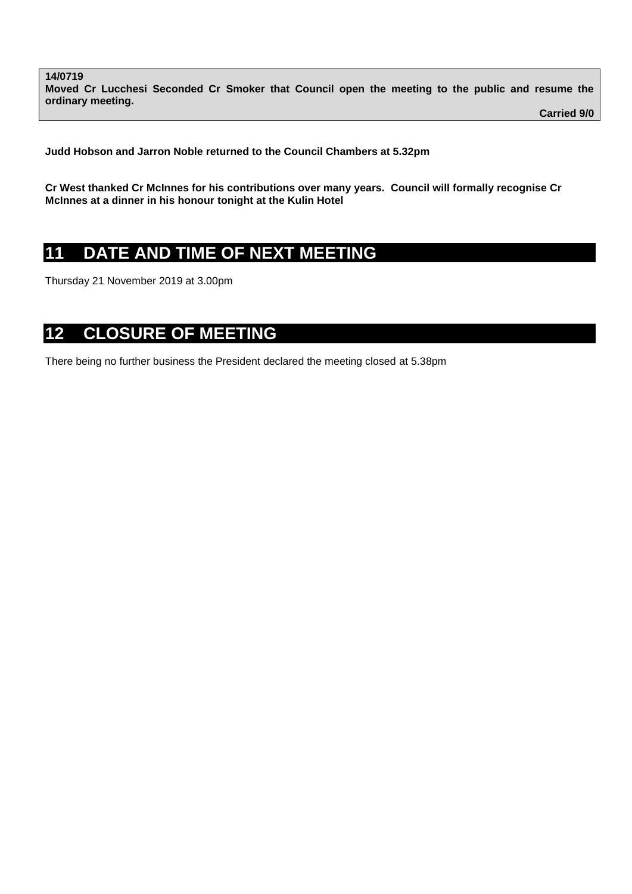**14/0719**
**Moved Cr Lucchesi Seconded Cr Smoker that Council open the meeting to the public and resume the ordinary meeting.**

**Carried 9/0**

**Judd Hobson and Jarron Noble returned to the Council Chambers at 5.32pm**

**Cr West thanked Cr McInnes for his contributions over many years. Council will formally recognise Cr McInnes at a dinner in his honour tonight at the Kulin Hotel**

# 11 DATE AND TIME OF NEXT MEETING

Thursday 21 November 2019 at 3.00pm

# 12 CLOSURE OF MEETING

There being no further business the President declared the meeting closed at 5.38pm